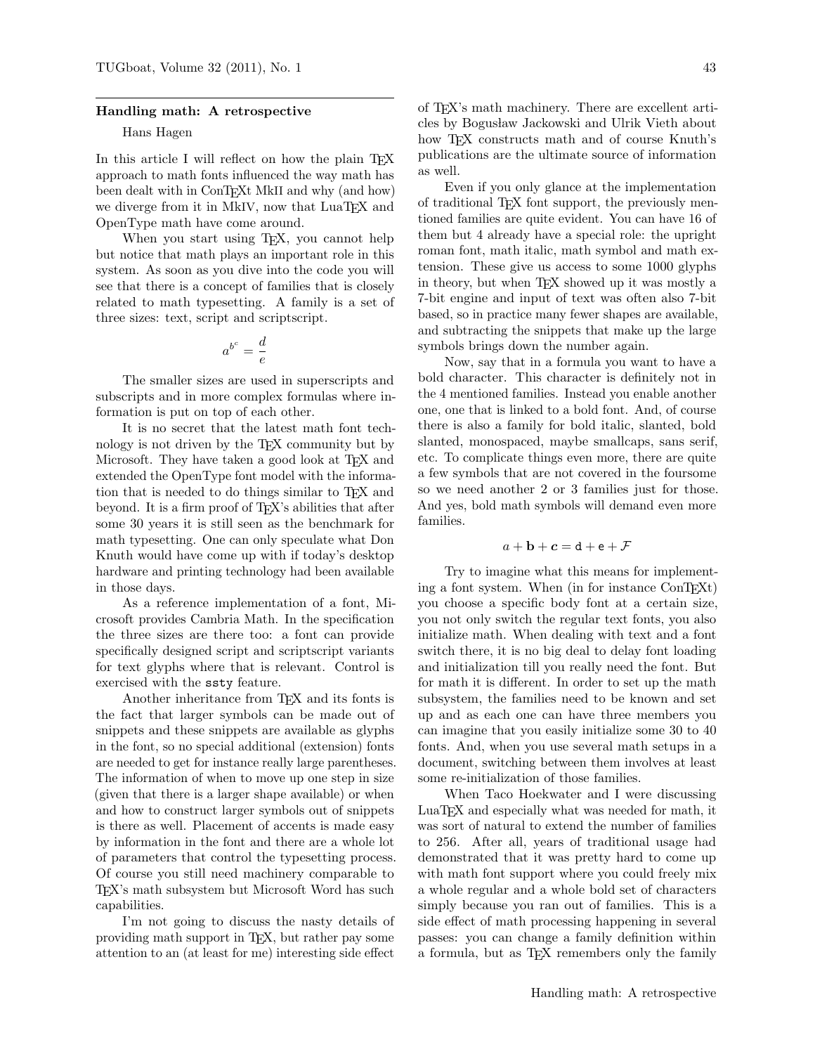## Handling math: A retrospective

Hans Hagen

In this article I will reflect on how the plain TEX approach to math fonts influenced the way math has been dealt with in ConTEXt MkII and why (and how) we diverge from it in MkIV, now that LuaTEX and OpenType math have come around.

When you start using TEX, you cannot help but notice that math plays an important role in this system. As soon as you dive into the code you will see that there is a concept of families that is closely related to math typesetting. A family is a set of three sizes: text, script and scriptscript.

$$a^{b^c} = \frac{d}{e}$$

The smaller sizes are used in superscripts and subscripts and in more complex formulas where information is put on top of each other.

It is no secret that the latest math font technology is not driven by the TEX community but by Microsoft. They have taken a good look at TEX and extended the OpenType font model with the information that is needed to do things similar to TEX and beyond. It is a firm proof of TEX's abilities that after some 30 years it is still seen as the benchmark for math typesetting. One can only speculate what Don Knuth would have come up with if today's desktop hardware and printing technology had been available in those days.

As a reference implementation of a font, Microsoft provides Cambria Math. In the specification the three sizes are there too: a font can provide specifically designed script and scriptscript variants for text glyphs where that is relevant. Control is exercised with the `ssty` feature.

Another inheritance from TEX and its fonts is the fact that larger symbols can be made out of snippets and these snippets are available as glyphs in the font, so no special additional (extension) fonts are needed to get for instance really large parentheses. The information of when to move up one step in size (given that there is a larger shape available) or when and how to construct larger symbols out of snippets is there as well. Placement of accents is made easy by information in the font and there are a whole lot of parameters that control the typesetting process. Of course you still need machinery comparable to TEX's math subsystem but Microsoft Word has such capabilities.

I'm not going to discuss the nasty details of providing math support in TEX, but rather pay some attention to an (at least for me) interesting side effect of TEX's math machinery. There are excellent articles by Bogusław Jackowski and Ulrik Vieth about how TEX constructs math and of course Knuth's publications are the ultimate source of information as well.

Even if you only glance at the implementation of traditional TEX font support, the previously mentioned families are quite evident. You can have 16 of them but 4 already have a special role: the upright roman font, math italic, math symbol and math extension. These give us access to some 1000 glyphs in theory, but when TEX showed up it was mostly a 7-bit engine and input of text was often also 7-bit based, so in practice many fewer shapes are available, and subtracting the snippets that make up the large symbols brings down the number again.

Now, say that in a formula you want to have a bold character. This character is definitely not in the 4 mentioned families. Instead you enable another one, one that is linked to a bold font. And, of course there is also a family for bold italic, slanted, bold slanted, monospaced, maybe smallcaps, sans serif, etc. To complicate things even more, there are quite a few symbols that are not covered in the foursome so we need another 2 or 3 families just for those. And yes, bold math symbols will demand even more families.

$$a + \mathbf{b} + \boldsymbol{c} = \mathtt{d} + \mathtt{e} + \mathcal{F}$$

Try to imagine what this means for implementing a font system. When (in for instance ConTEXt) you choose a specific body font at a certain size, you not only switch the regular text fonts, you also initialize math. When dealing with text and a font switch there, it is no big deal to delay font loading and initialization till you really need the font. But for math it is different. In order to set up the math subsystem, the families need to be known and set up and as each one can have three members you can imagine that you easily initialize some 30 to 40 fonts. And, when you use several math setups in a document, switching between them involves at least some re-initialization of those families.

When Taco Hoekwater and I were discussing LuaTEX and especially what was needed for math, it was sort of natural to extend the number of families to 256. After all, years of traditional usage had demonstrated that it was pretty hard to come up with math font support where you could freely mix a whole regular and a whole bold set of characters simply because you ran out of families. This is a side effect of math processing happening in several passes: you can change a family definition within a formula, but as TEX remembers only the family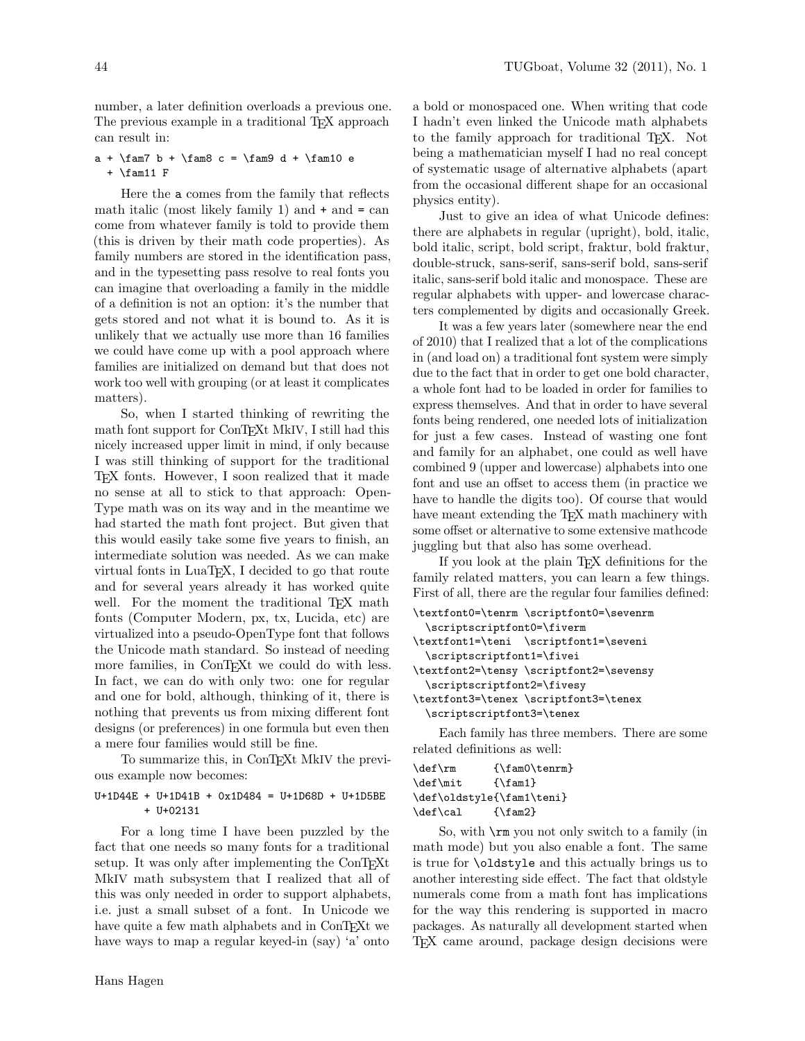number, a later definition overloads a previous one. The previous example in a traditional TeX approach can result in:

```
a + \fam7 b + \fam8 c = \fam9 d + \fam10 e
  + \fam11 F
```

Here the a comes from the family that reflects math italic (most likely family 1) and + and = can come from whatever family is told to provide them (this is driven by their math code properties). As family numbers are stored in the identification pass, and in the typesetting pass resolve to real fonts you can imagine that overloading a family in the middle of a definition is not an option: it's the number that gets stored and not what it is bound to. As it is unlikely that we actually use more than 16 families we could have come up with a pool approach where families are initialized on demand but that does not work too well with grouping (or at least it complicates matters).

So, when I started thinking of rewriting the math font support for ConTeXt MkIV, I still had this nicely increased upper limit in mind, if only because I was still thinking of support for the traditional TeX fonts. However, I soon realized that it made no sense at all to stick to that approach: OpenType math was on its way and in the meantime we had started the math font project. But given that this would easily take some five years to finish, an intermediate solution was needed. As we can make virtual fonts in LuaTeX, I decided to go that route and for several years already it has worked quite well. For the moment the traditional TeX math fonts (Computer Modern, px, tx, Lucida, etc) are virtualized into a pseudo-OpenType font that follows the Unicode math standard. So instead of needing more families, in ConTeXt we could do with less. In fact, we can do with only two: one for regular and one for bold, although, thinking of it, there is nothing that prevents us from mixing different font designs (or preferences) in one formula but even then a mere four families would still be fine.

To summarize this, in ConTeXt MkIV the previous example now becomes:

```
U+1D44E + U+1D41B + 0x1D484 = U+1D68D + U+1D5BE
        + U+02131
```

For a long time I have been puzzled by the fact that one needs so many fonts for a traditional setup. It was only after implementing the ConTeXt MkIV math subsystem that I realized that all of this was only needed in order to support alphabets, i.e. just a small subset of a font. In Unicode we have quite a few math alphabets and in ConTeXt we have ways to map a regular keyed-in (say) 'a' onto a bold or monospaced one. When writing that code I hadn't even linked the Unicode math alphabets to the family approach for traditional TeX. Not being a mathematician myself I had no real concept of systematic usage of alternative alphabets (apart from the occasional different shape for an occasional physics entity).

Just to give an idea of what Unicode defines: there are alphabets in regular (upright), bold, italic, bold italic, script, bold script, fraktur, bold fraktur, double-struck, sans-serif, sans-serif bold, sans-serif italic, sans-serif bold italic and monospace. These are regular alphabets with upper- and lowercase characters complemented by digits and occasionally Greek.

It was a few years later (somewhere near the end of 2010) that I realized that a lot of the complications in (and load on) a traditional font system were simply due to the fact that in order to get one bold character, a whole font had to be loaded in order for families to express themselves. And that in order to have several fonts being rendered, one needed lots of initialization for just a few cases. Instead of wasting one font and family for an alphabet, one could as well have combined 9 (upper and lowercase) alphabets into one font and use an offset to access them (in practice we have to handle the digits too). Of course that would have meant extending the TeX math machinery with some offset or alternative to some extensive mathcode juggling but that also has some overhead.

If you look at the plain TeX definitions for the family related matters, you can learn a few things. First of all, there are the regular four families defined:

```
\textfont0=\tenrm \scriptfont0=\sevenrm
  \scriptscriptfont0=\fiverm
\textfont1=\teni  \scriptfont1=\seveni
  \scriptscriptfont1=\fivei
\textfont2=\tensy \scriptfont2=\sevensy
  \scriptscriptfont2=\fivesy
\textfont3=\tenex \scriptfont3=\tenex
  \scriptscriptfont3=\tenex
```

Each family has three members. There are some related definitions as well:

```
\def\rm      {\fam0\tenrm}
\def\mit     {\fam1}
\def\oldstyle{\fam1\teni}
\def\cal     {\fam2}
```

So, with \rm you not only switch to a family (in math mode) but you also enable a font. The same is true for \oldstyle and this actually brings us to another interesting side effect. The fact that oldstyle numerals come from a math font has implications for the way this rendering is supported in macro packages. As naturally all development started when TeX came around, package design decisions were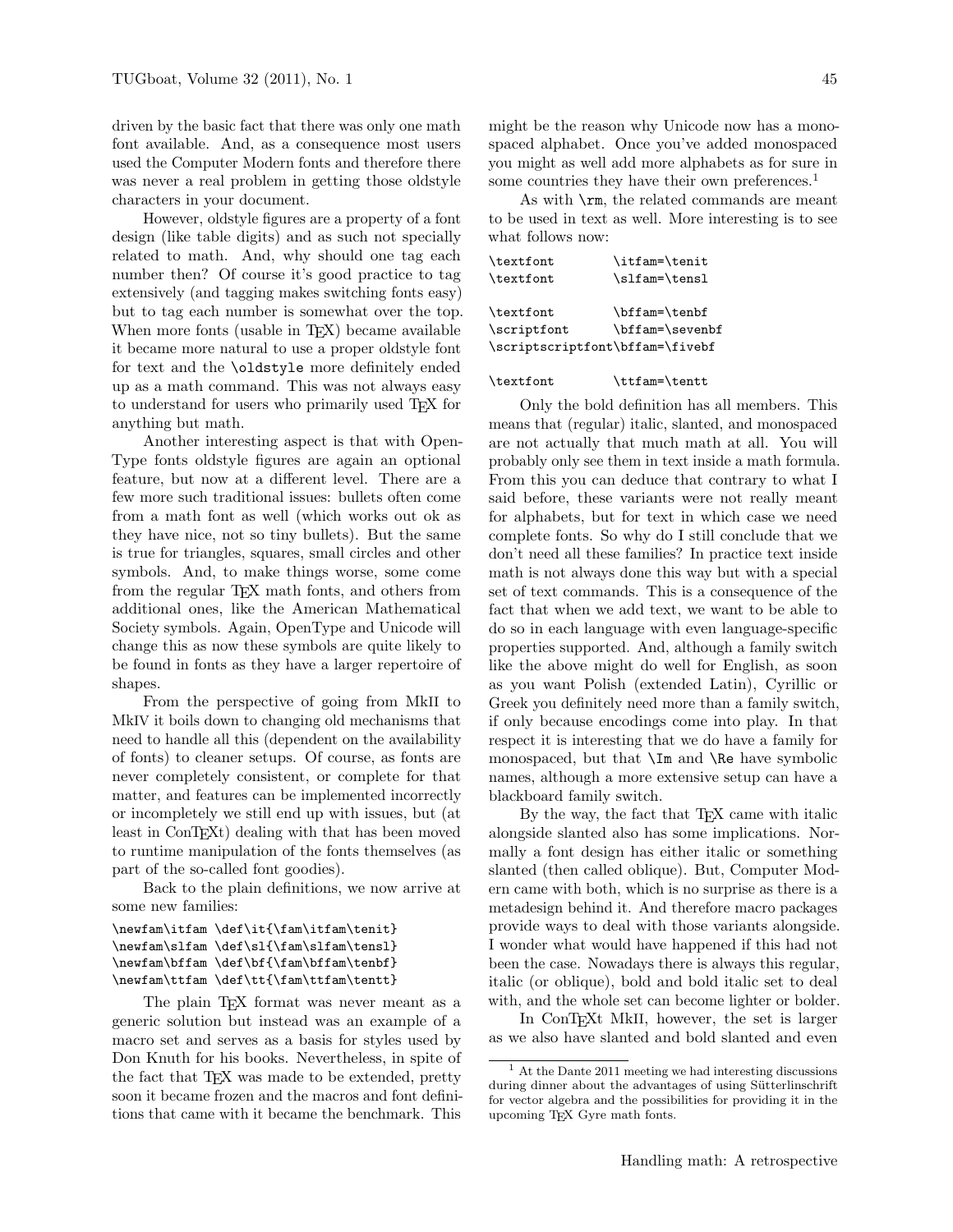driven by the basic fact that there was only one math font available. And, as a consequence most users used the Computer Modern fonts and therefore there was never a real problem in getting those oldstyle characters in your document.

However, oldstyle figures are a property of a font design (like table digits) and as such not specially related to math. And, why should one tag each number then? Of course it's good practice to tag extensively (and tagging makes switching fonts easy) but to tag each number is somewhat over the top. When more fonts (usable in TEX) became available it became more natural to use a proper oldstyle font for text and the `\oldstyle` more definitely ended up as a math command. This was not always easy to understand for users who primarily used TEX for anything but math.

Another interesting aspect is that with OpenType fonts oldstyle figures are again an optional feature, but now at a different level. There are a few more such traditional issues: bullets often come from a math font as well (which works out ok as they have nice, not so tiny bullets). But the same is true for triangles, squares, small circles and other symbols. And, to make things worse, some come from the regular TEX math fonts, and others from additional ones, like the American Mathematical Society symbols. Again, OpenType and Unicode will change this as now these symbols are quite likely to be found in fonts as they have a larger repertoire of shapes.

From the perspective of going from MkII to MkIV it boils down to changing old mechanisms that need to handle all this (dependent on the availability of fonts) to cleaner setups. Of course, as fonts are never completely consistent, or complete for that matter, and features can be implemented incorrectly or incompletely we still end up with issues, but (at least in ConTEXt) dealing with that has been moved to runtime manipulation of the fonts themselves (as part of the so-called font goodies).

Back to the plain definitions, we now arrive at some new families:

```
\newfam\itfam \def\it{\fam\itfam\tenit}
\newfam\slfam \def\sl{\fam\slfam\tensl}
\newfam\bffam \def\bf{\fam\bffam\tenbf}
\newfam\ttfam \def\tt{\fam\ttfam\tentt}
```

The plain TEX format was never meant as a generic solution but instead was an example of a macro set and serves as a basis for styles used by Don Knuth for his books. Nevertheless, in spite of the fact that TEX was made to be extended, pretty soon it became frozen and the macros and font definitions that came with it became the benchmark. This might be the reason why Unicode now has a monospaced alphabet. Once you've added monospaced you might as well add more alphabets as for sure in some countries they have their own preferences.[1]

As with `\rm`, the related commands are meant to be used in text as well. More interesting is to see what follows now:

```
\textfont         \itfam=\tenit
\textfont         \slfam=\tensl

\textfont         \bffam=\tenbf
\scriptfont       \bffam=\sevenbf
\scriptscriptfont\bffam=\fivebf

\textfont         \ttfam=\tentt
```

Only the bold definition has all members. This means that (regular) italic, slanted, and monospaced are not actually that much math at all. You will probably only see them in text inside a math formula. From this you can deduce that contrary to what I said before, these variants were not really meant for alphabets, but for text in which case we need complete fonts. So why do I still conclude that we don't need all these families? In practice text inside math is not always done this way but with a special set of text commands. This is a consequence of the fact that when we add text, we want to be able to do so in each language with even language-specific properties supported. And, although a family switch like the above might do well for English, as soon as you want Polish (extended Latin), Cyrillic or Greek you definitely need more than a family switch, if only because encodings come into play. In that respect it is interesting that we do have a family for monospaced, but that `\Im` and `\Re` have symbolic names, although a more extensive setup can have a blackboard family switch.

By the way, the fact that TEX came with italic alongside slanted also has some implications. Normally a font design has either italic or something slanted (then called oblique). But, Computer Modern came with both, which is no surprise as there is a metadesign behind it. And therefore macro packages provide ways to deal with those variants alongside. I wonder what would have happened if this had not been the case. Nowadays there is always this regular, italic (or oblique), bold and bold italic set to deal with, and the whole set can become lighter or bolder.

In ConTEXt MkII, however, the set is larger as we also have slanted and bold slanted and even

[1] At the Dante 2011 meeting we had interesting discussions during dinner about the advantages of using Sütterlinschrift for vector algebra and the possibilities for providing it in the upcoming TEX Gyre math fonts.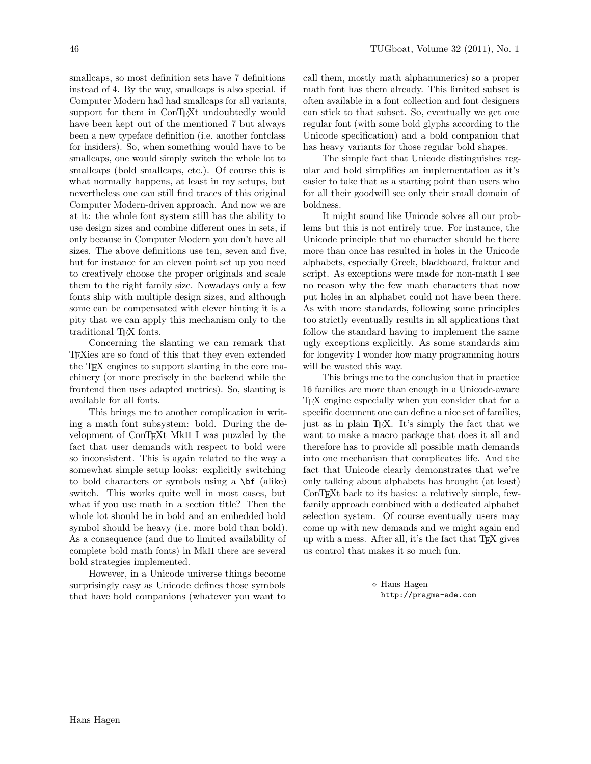smallcaps, so most definition sets have 7 definitions instead of 4. By the way, smallcaps is also special. if Computer Modern had had smallcaps for all variants, support for them in ConTEXt undoubtedly would have been kept out of the mentioned 7 but always been a new typeface definition (i.e. another fontclass for insiders). So, when something would have to be smallcaps, one would simply switch the whole lot to smallcaps (bold smallcaps, etc.). Of course this is what normally happens, at least in my setups, but nevertheless one can still find traces of this original Computer Modern-driven approach. And now we are at it: the whole font system still has the ability to use design sizes and combine different ones in sets, if only because in Computer Modern you don't have all sizes. The above definitions use ten, seven and five, but for instance for an eleven point set up you need to creatively choose the proper originals and scale them to the right family size. Nowadays only a few fonts ship with multiple design sizes, and although some can be compensated with clever hinting it is a pity that we can apply this mechanism only to the traditional TEX fonts.

Concerning the slanting we can remark that TEXies are so fond of this that they even extended the TEX engines to support slanting in the core machinery (or more precisely in the backend while the frontend then uses adapted metrics). So, slanting is available for all fonts.

This brings me to another complication in writing a math font subsystem: bold. During the development of ConTEXt MkII I was puzzled by the fact that user demands with respect to bold were so inconsistent. This is again related to the way a somewhat simple setup looks: explicitly switching to bold characters or symbols using a `\bf` (alike) switch. This works quite well in most cases, but what if you use math in a section title? Then the whole lot should be in bold and an embedded bold symbol should be heavy (i.e. more bold than bold). As a consequence (and due to limited availability of complete bold math fonts) in MkII there are several bold strategies implemented.

However, in a Unicode universe things become surprisingly easy as Unicode defines those symbols that have bold companions (whatever you want to call them, mostly math alphanumerics) so a proper math font has them already. This limited subset is often available in a font collection and font designers can stick to that subset. So, eventually we get one regular font (with some bold glyphs according to the Unicode specification) and a bold companion that has heavy variants for those regular bold shapes.

The simple fact that Unicode distinguishes regular and bold simplifies an implementation as it's easier to take that as a starting point than users who for all their goodwill see only their small domain of boldness.

It might sound like Unicode solves all our problems but this is not entirely true. For instance, the Unicode principle that no character should be there more than once has resulted in holes in the Unicode alphabets, especially Greek, blackboard, fraktur and script. As exceptions were made for non-math I see no reason why the few math characters that now put holes in an alphabet could not have been there. As with more standards, following some principles too strictly eventually results in all applications that follow the standard having to implement the same ugly exceptions explicitly. As some standards aim for longevity I wonder how many programming hours will be wasted this way.

This brings me to the conclusion that in practice 16 families are more than enough in a Unicode-aware TEX engine especially when you consider that for a specific document one can define a nice set of families, just as in plain TEX. It's simply the fact that we want to make a macro package that does it all and therefore has to provide all possible math demands into one mechanism that complicates life. And the fact that Unicode clearly demonstrates that we're only talking about alphabets has brought (at least) ConTEXt back to its basics: a relatively simple, few-family approach combined with a dedicated alphabet selection system. Of course eventually users may come up with new demands and we might again end up with a mess. After all, it's the fact that TEX gives us control that makes it so much fun.

⋄ Hans Hagen
`http://pragma-ade.com`